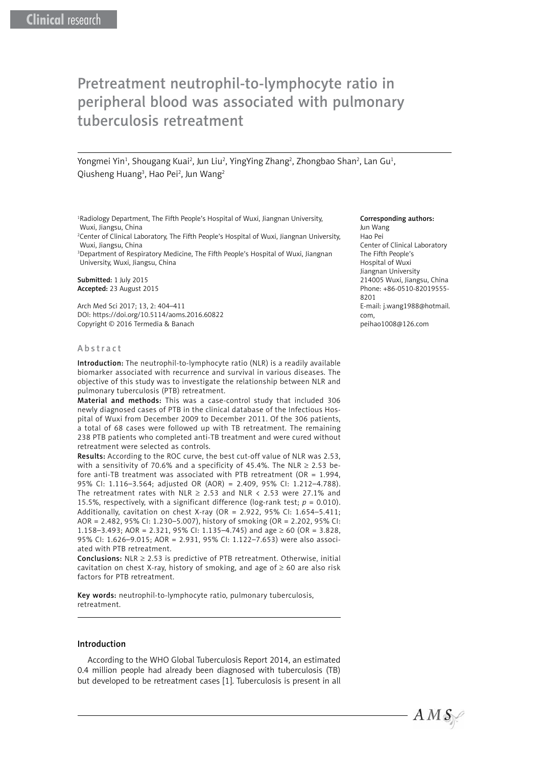Clinical research

# Pretreatment neutrophil-to-lymphocyte ratio in peripheral blood was associated with pulmonary tuberculosis retreatment

Yongmei Yin[1], Shougang Kuai[2], Jun Liu[2], YingYing Zhang[2], Zhongbao Shan[2], Lan Gu[1], Qiusheng Huang[3], Hao Pei[2], Jun Wang[2]

[1]Radiology Department, The Fifth People's Hospital of Wuxi, Jiangnan University, Wuxi, Jiangsu, China
[2]Center of Clinical Laboratory, The Fifth People's Hospital of Wuxi, Jiangnan University, Wuxi, Jiangsu, China
[3]Department of Respiratory Medicine, The Fifth People's Hospital of Wuxi, Jiangnan University, Wuxi, Jiangsu, China

**Submitted:** 1 July 2015
**Accepted:** 23 August 2015

Arch Med Sci 2017; 13, 2: 404–411
DOI: https://doi.org/10.5114/aoms.2016.60822
Copyright © 2016 Termedia & Banach

**Corresponding authors:**
Jun Wang
Hao Pei
Center of Clinical Laboratory
The Fifth People's Hospital of Wuxi
Jiangnan University
214005 Wuxi, Jiangsu, China
Phone: +86-0510-82019555-8201
E-mail: j.wang1988@hotmail.com,
peihao1008@126.com

## Abstract

**Introduction:** The neutrophil-to-lymphocyte ratio (NLR) is a readily available biomarker associated with recurrence and survival in various diseases. The objective of this study was to investigate the relationship between NLR and pulmonary tuberculosis (PTB) retreatment.

**Material and methods:** This was a case-control study that included 306 newly diagnosed cases of PTB in the clinical database of the Infectious Hospital of Wuxi from December 2009 to December 2011. Of the 306 patients, a total of 68 cases were followed up with TB retreatment. The remaining 238 PTB patients who completed anti-TB treatment and were cured without retreatment were selected as controls.

**Results:** According to the ROC curve, the best cut-off value of NLR was 2.53, with a sensitivity of 70.6% and a specificity of 45.4%. The NLR $\geq$ 2.53 before anti-TB treatment was associated with PTB retreatment (OR = 1.994, 95% CI: 1.116–3.564; adjusted OR (AOR) = 2.409, 95% CI: 1.212–4.788). The retreatment rates with NLR $\geq$ 2.53 and NLR < 2.53 were 27.1% and 15.5%, respectively, with a significant difference (log-rank test; $p = 0.010$). Additionally, cavitation on chest X-ray (OR = 2.922, 95% CI: 1.654–5.411; AOR = 2.482, 95% CI: 1.230–5.007), history of smoking (OR = 2.202, 95% CI: 1.158–3.493; AOR = 2.321, 95% CI: 1.135–4.745) and age $\geq$ 60 (OR = 3.828, 95% CI: 1.626–9.015; AOR = 2.931, 95% CI: 1.122–7.653) were also associated with PTB retreatment.

**Conclusions:** NLR $\geq$ 2.53 is predictive of PTB retreatment. Otherwise, initial cavitation on chest X-ray, history of smoking, and age of $\geq$ 60 are also risk factors for PTB retreatment.

**Key words:** neutrophil-to-lymphocyte ratio, pulmonary tuberculosis, retreatment.

## Introduction

According to the WHO Global Tuberculosis Report 2014, an estimated 0.4 million people had already been diagnosed with tuberculosis (TB) but developed to be retreatment cases [1]. Tuberculosis is present in all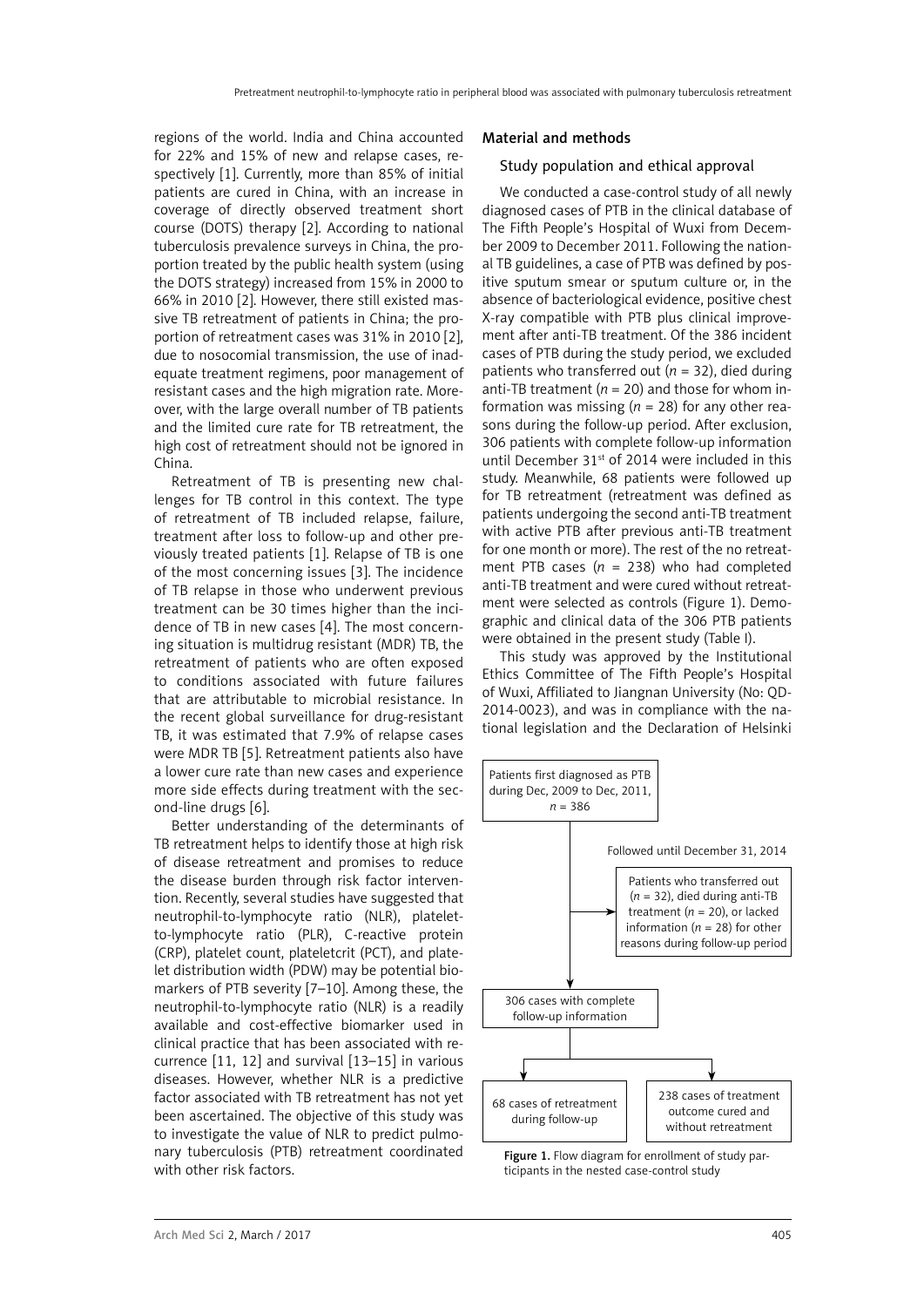regions of the world. India and China accounted for 22% and 15% of new and relapse cases, respectively [1]. Currently, more than 85% of initial patients are cured in China, with an increase in coverage of directly observed treatment short course (DOTS) therapy [2]. According to national tuberculosis prevalence surveys in China, the proportion treated by the public health system (using the DOTS strategy) increased from 15% in 2000 to 66% in 2010 [2]. However, there still existed massive TB retreatment of patients in China; the proportion of retreatment cases was 31% in 2010 [2], due to nosocomial transmission, the use of inadequate treatment regimens, poor management of resistant cases and the high migration rate. Moreover, with the large overall number of TB patients and the limited cure rate for TB retreatment, the high cost of retreatment should not be ignored in China.

Retreatment of TB is presenting new challenges for TB control in this context. The type of retreatment of TB included relapse, failure, treatment after loss to follow-up and other previously treated patients [1]. Relapse of TB is one of the most concerning issues [3]. The incidence of TB relapse in those who underwent previous treatment can be 30 times higher than the incidence of TB in new cases [4]. The most concerning situation is multidrug resistant (MDR) TB, the retreatment of patients who are often exposed to conditions associated with future failures that are attributable to microbial resistance. In the recent global surveillance for drug-resistant TB, it was estimated that 7.9% of relapse cases were MDR TB [5]. Retreatment patients also have a lower cure rate than new cases and experience more side effects during treatment with the second-line drugs [6].

Better understanding of the determinants of TB retreatment helps to identify those at high risk of disease retreatment and promises to reduce the disease burden through risk factor intervention. Recently, several studies have suggested that neutrophil-to-lymphocyte ratio (NLR), platelet-to-lymphocyte ratio (PLR), C-reactive protein (CRP), platelet count, plateletcrit (PCT), and platelet distribution width (PDW) may be potential biomarkers of PTB severity [7–10]. Among these, the neutrophil-to-lymphocyte ratio (NLR) is a readily available and cost-effective biomarker used in clinical practice that has been associated with recurrence [11, 12] and survival [13–15] in various diseases. However, whether NLR is a predictive factor associated with TB retreatment has not yet been ascertained. The objective of this study was to investigate the value of NLR to predict pulmonary tuberculosis (PTB) retreatment coordinated with other risk factors.

## Material and methods

### Study population and ethical approval

We conducted a case-control study of all newly diagnosed cases of PTB in the clinical database of The Fifth People's Hospital of Wuxi from December 2009 to December 2011. Following the national TB guidelines, a case of PTB was defined by positive sputum smear or sputum culture or, in the absence of bacteriological evidence, positive chest X-ray compatible with PTB plus clinical improvement after anti-TB treatment. Of the 386 incident cases of PTB during the study period, we excluded patients who transferred out ($n$ = 32), died during anti-TB treatment ($n$ = 20) and those for whom information was missing ($n$ = 28) for any other reasons during the follow-up period. After exclusion, 306 patients with complete follow-up information until December 31st of 2014 were included in this study. Meanwhile, 68 patients were followed up for TB retreatment (retreatment was defined as patients undergoing the second anti-TB treatment with active PTB after previous anti-TB treatment for one month or more). The rest of the no retreatment PTB cases ($n$ = 238) who had completed anti-TB treatment and were cured without retreatment were selected as controls (Figure 1). Demographic and clinical data of the 306 PTB patients were obtained in the present study (Table I).

This study was approved by the Institutional Ethics Committee of The Fifth People's Hospital of Wuxi, Affiliated to Jiangnan University (No: QD-2014-0023), and was in compliance with the national legislation and the Declaration of Helsinki

Patients first diagnosed as PTB during Dec, 2009 to Dec, 2011, $n$ = 386

Followed until December 31, 2014

Patients who transferred out ($n$ = 32), died during anti-TB treatment ($n$ = 20), or lacked information ($n$ = 28) for other reasons during follow-up period

306 cases with complete follow-up information

68 cases of retreatment during follow-up

238 cases of treatment outcome cured and without retreatment

**Figure 1.** Flow diagram for enrollment of study participants in the nested case-control study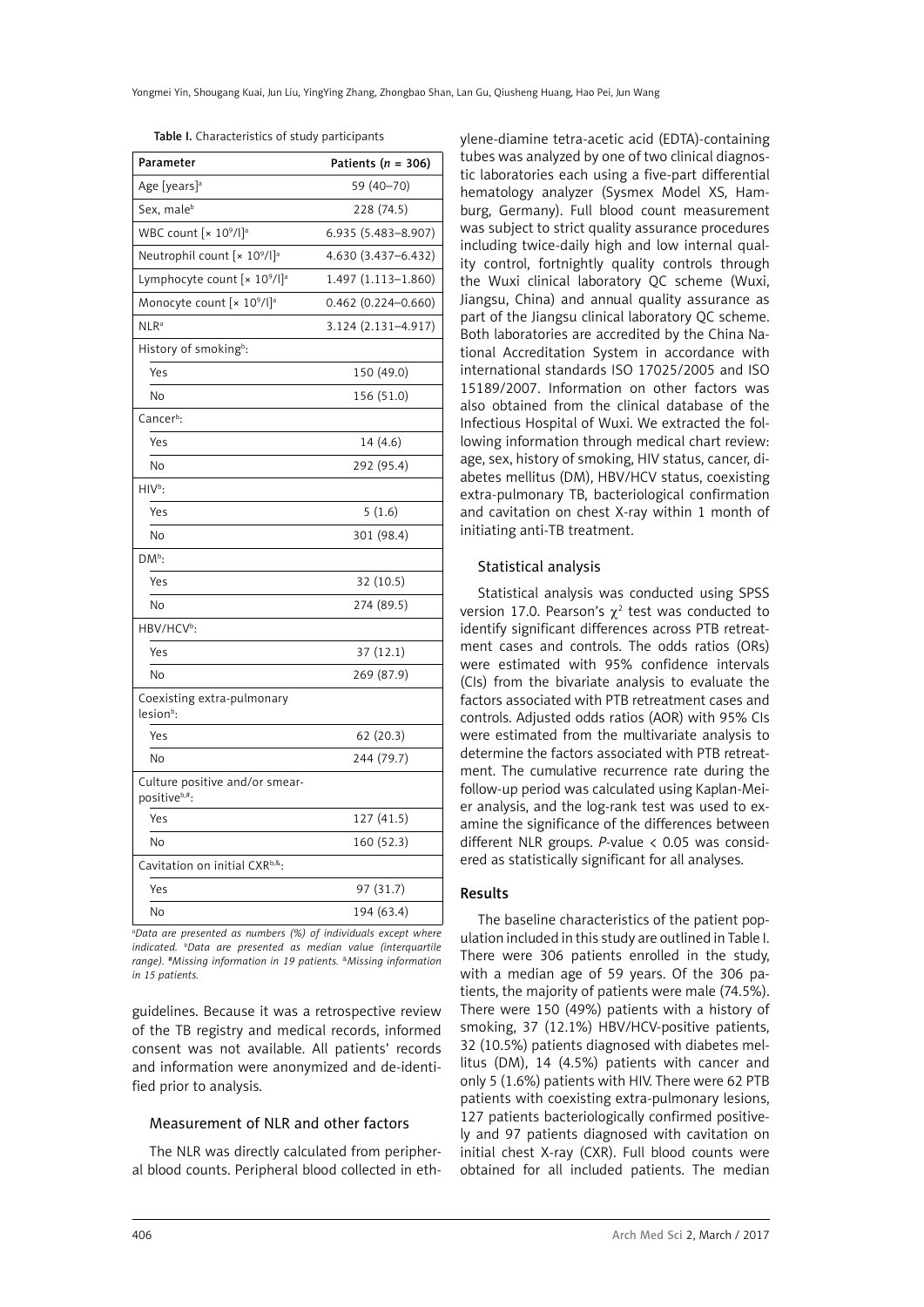Table I. Characteristics of study participants

| Parameter | Patients ($n$ = 306) |
|---|---|
| Age [years][a] | 59 (40–70) |
| Sex, male[b] | 228 (74.5) |
| WBC count [× $10^9$/l][a] | 6.935 (5.483–8.907) |
| Neutrophil count [× $10^9$/l][a] | 4.630 (3.437–6.432) |
| Lymphocyte count [× $10^9$/l][a] | 1.497 (1.113–1.860) |
| Monocyte count [× $10^9$/l][a] | 0.462 (0.224–0.660) |
| NLR[a] | 3.124 (2.131–4.917) |
| History of smoking[b]: | |
| Yes | 150 (49.0) |
| No | 156 (51.0) |
| Cancer[b]: | |
| Yes | 14 (4.6) |
| No | 292 (95.4) |
| HIV[b]: | |
| Yes | 5 (1.6) |
| No | 301 (98.4) |
| DM[b]: | |
| Yes | 32 (10.5) |
| No | 274 (89.5) |
| HBV/HCV[b]: | |
| Yes | 37 (12.1) |
| No | 269 (87.9) |
| Coexisting extra-pulmonary lesion[b]: | |
| Yes | 62 (20.3) |
| No | 244 (79.7) |
| Culture positive and/or smear-positive[b,#]: | |
| Yes | 127 (41.5) |
| No | 160 (52.3) |
| Cavitation on initial CXR[b,&]: | |
| Yes | 97 (31.7) |
| No | 194 (63.4) |

*[a]Data are presented as numbers (%) of individuals except where indicated. [b]Data are presented as median value (interquartile range). [#]Missing information in 19 patients. [&]Missing information in 15 patients.*

guidelines. Because it was a retrospective review of the TB registry and medical records, informed consent was not available. All patients' records and information were anonymized and de-identified prior to analysis.

### Measurement of NLR and other factors

The NLR was directly calculated from peripheral blood counts. Peripheral blood collected in ethylene-diamine tetra-acetic acid (EDTA)-containing tubes was analyzed by one of two clinical diagnostic laboratories each using a five-part differential hematology analyzer (Sysmex Model XS, Hamburg, Germany). Full blood count measurement was subject to strict quality assurance procedures including twice-daily high and low internal quality control, fortnightly quality controls through the Wuxi clinical laboratory QC scheme (Wuxi, Jiangsu, China) and annual quality assurance as part of the Jiangsu clinical laboratory QC scheme. Both laboratories are accredited by the China National Accreditation System in accordance with international standards ISO 17025/2005 and ISO 15189/2007. Information on other factors was also obtained from the clinical database of the Infectious Hospital of Wuxi. We extracted the following information through medical chart review: age, sex, history of smoking, HIV status, cancer, diabetes mellitus (DM), HBV/HCV status, coexisting extra-pulmonary TB, bacteriological confirmation and cavitation on chest X-ray within 1 month of initiating anti-TB treatment.

### Statistical analysis

Statistical analysis was conducted using SPSS version 17.0. Pearson's $\chi^2$ test was conducted to identify significant differences across PTB retreatment cases and controls. The odds ratios (ORs) were estimated with 95% confidence intervals (CIs) from the bivariate analysis to evaluate the factors associated with PTB retreatment cases and controls. Adjusted odds ratios (AOR) with 95% CIs were estimated from the multivariate analysis to determine the factors associated with PTB retreatment. The cumulative recurrence rate during the follow-up period was calculated using Kaplan-Meier analysis, and the log-rank test was used to examine the significance of the differences between different NLR groups. $P$-value < 0.05 was considered as statistically significant for all analyses.

## Results

The baseline characteristics of the patient population included in this study are outlined in Table I. There were 306 patients enrolled in the study, with a median age of 59 years. Of the 306 patients, the majority of patients were male (74.5%). There were 150 (49%) patients with a history of smoking, 37 (12.1%) HBV/HCV-positive patients, 32 (10.5%) patients diagnosed with diabetes mellitus (DM), 14 (4.5%) patients with cancer and only 5 (1.6%) patients with HIV. There were 62 PTB patients with coexisting extra-pulmonary lesions, 127 patients bacteriologically confirmed positively and 97 patients diagnosed with cavitation on initial chest X-ray (CXR). Full blood counts were obtained for all included patients. The median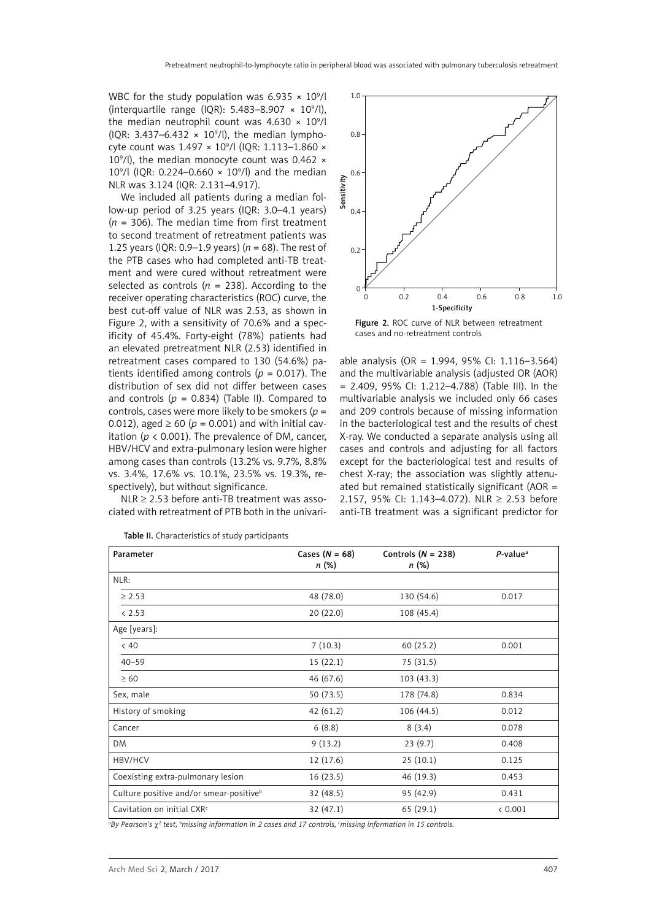WBC for the study population was 6.935 × $10^9$/l (interquartile range (IQR): 5.483–8.907 × $10^9$/l), the median neutrophil count was 4.630 × $10^9$/l (IQR: 3.437–6.432 × $10^9$/l), the median lymphocyte count was 1.497 × $10^9$/l (IQR: 1.113–1.860 × $10^9$/l), the median monocyte count was 0.462 × $10^9$/l (IQR: 0.224–0.660 × $10^9$/l) and the median NLR was 3.124 (IQR: 2.131–4.917).

We included all patients during a median follow-up period of 3.25 years (IQR: 3.0–4.1 years) ($n$ = 306). The median time from first treatment to second treatment of retreatment patients was 1.25 years (IQR: 0.9–1.9 years) ($n$ = 68). The rest of the PTB cases who had completed anti-TB treatment and were cured without retreatment were selected as controls ($n$ = 238). According to the receiver operating characteristics (ROC) curve, the best cut-off value of NLR was 2.53, as shown in Figure 2, with a sensitivity of 70.6% and a specificity of 45.4%. Forty-eight (78%) patients had an elevated pretreatment NLR (2.53) identified in retreatment cases compared to 130 (54.6%) patients identified among controls ($p$ = 0.017). The distribution of sex did not differ between cases and controls ($p$ = 0.834) (Table II). Compared to controls, cases were more likely to be smokers ($p$ = 0.012), aged ≥ 60 ($p$ = 0.001) and with initial cavitation ($p$ < 0.001). The prevalence of DM, cancer, HBV/HCV and extra-pulmonary lesion were higher among cases than controls (13.2% vs. 9.7%, 8.8% vs. 3.4%, 17.6% vs. 10.1%, 23.5% vs. 19.3%, respectively), but without significance.

NLR ≥ 2.53 before anti-TB treatment was associated with retreatment of PTB both in the univariable analysis (OR = 1.994, 95% CI: 1.116–3.564) and the multivariable analysis (adjusted OR (AOR) = 2.409, 95% CI: 1.212–4.788) (Table III). In the multivariable analysis we included only 66 cases and 209 controls because of missing information in the bacteriological test and the results of chest X-ray. We conducted a separate analysis using all cases and controls and adjusting for all factors except for the bacteriological test and results of chest X-ray; the association was slightly attenuated but remained statistically significant (AOR = 2.157, 95% CI: 1.143–4.072). NLR ≥ 2.53 before anti-TB treatment was a significant predictor for

Figure 2. ROC curve of NLR between retreatment cases and no-retreatment controls

Table II. Characteristics of study participants

| Parameter | Cases ($N$ = 68) $n$ (%) | Controls ($N$ = 238) $n$ (%) | $P$-value[a] |
|---|---|---|---|
| NLR: | | | |
| ≥ 2.53 | 48 (78.0) | 130 (54.6) | 0.017 |
| < 2.53 | 20 (22.0) | 108 (45.4) | |
| Age [years]: | | | |
| < 40 | 7 (10.3) | 60 (25.2) | 0.001 |
| 40–59 | 15 (22.1) | 75 (31.5) | |
| ≥ 60 | 46 (67.6) | 103 (43.3) | |
| Sex, male | 50 (73.5) | 178 (74.8) | 0.834 |
| History of smoking | 42 (61.2) | 106 (44.5) | 0.012 |
| Cancer | 6 (8.8) | 8 (3.4) | 0.078 |
| DM | 9 (13.2) | 23 (9.7) | 0.408 |
| HBV/HCV | 12 (17.6) | 25 (10.1) | 0.125 |
| Coexisting extra-pulmonary lesion | 16 (23.5) | 46 (19.3) | 0.453 |
| Culture positive and/or smear-positive[b] | 32 (48.5) | 95 (42.9) | 0.431 |
| Cavitation on initial CXR[c] | 32 (47.1) | 65 (29.1) | < 0.001 |

[a]By Pearson's $\chi^2$ test, [b]missing information in 2 cases and 17 controls, [c]missing information in 15 controls.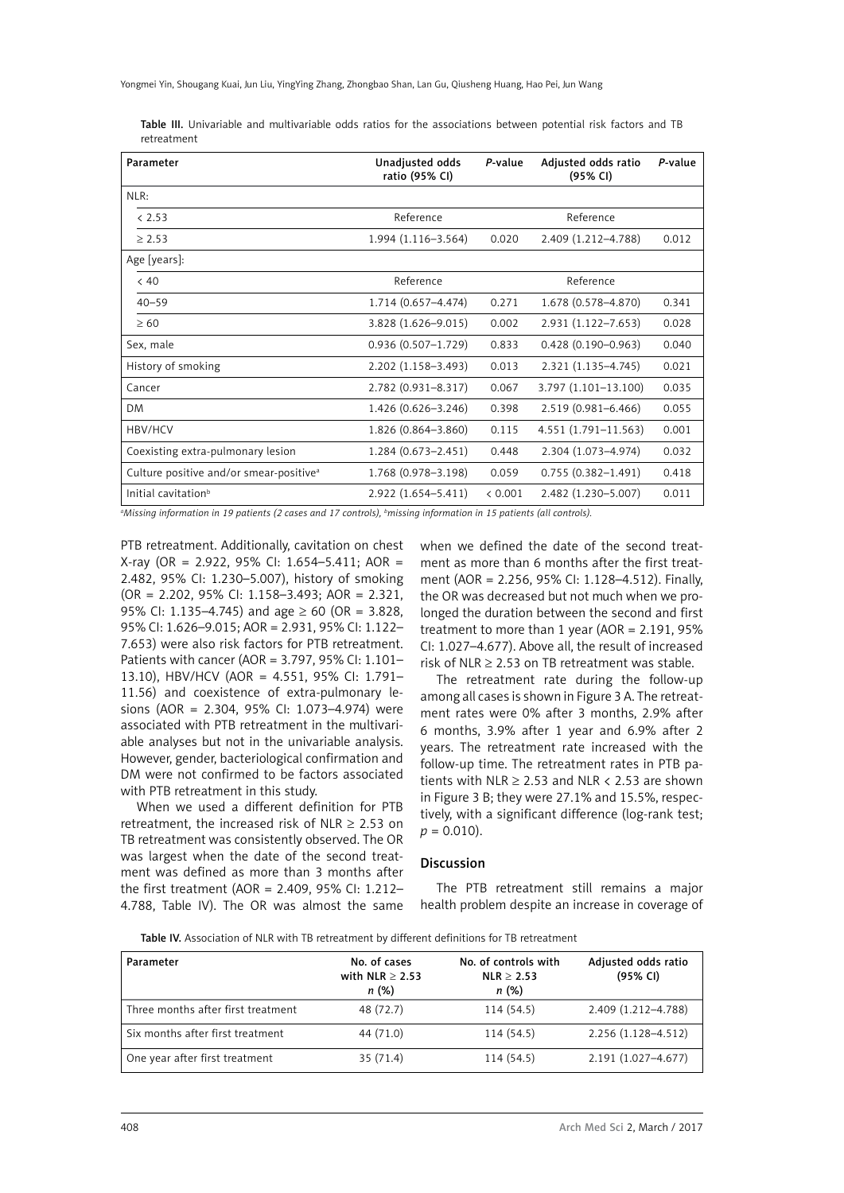Table III. Univariable and multivariable odds ratios for the associations between potential risk factors and TB retreatment

| Parameter | Unadjusted odds ratio (95% CI) | *P*-value | Adjusted odds ratio (95% CI) | *P*-value |
|---|---|---|---|---|
| NLR: | | | | |
| < 2.53 | Reference | | Reference | |
| ≥ 2.53 | 1.994 (1.116–3.564) | 0.020 | 2.409 (1.212–4.788) | 0.012 |
| Age [years]: | | | | |
| < 40 | Reference | | Reference | |
| 40–59 | 1.714 (0.657–4.474) | 0.271 | 1.678 (0.578–4.870) | 0.341 |
| ≥ 60 | 3.828 (1.626–9.015) | 0.002 | 2.931 (1.122–7.653) | 0.028 |
| Sex, male | 0.936 (0.507–1.729) | 0.833 | 0.428 (0.190–0.963) | 0.040 |
| History of smoking | 2.202 (1.158–3.493) | 0.013 | 2.321 (1.135–4.745) | 0.021 |
| Cancer | 2.782 (0.931–8.317) | 0.067 | 3.797 (1.101–13.100) | 0.035 |
| DM | 1.426 (0.626–3.246) | 0.398 | 2.519 (0.981–6.466) | 0.055 |
| HBV/HCV | 1.826 (0.864–3.860) | 0.115 | 4.551 (1.791–11.563) | 0.001 |
| Coexisting extra-pulmonary lesion | 1.284 (0.673–2.451) | 0.448 | 2.304 (1.073–4.974) | 0.032 |
| Culture positive and/or smear-positive[a] | 1.768 (0.978–3.198) | 0.059 | 0.755 (0.382–1.491) | 0.418 |
| Initial cavitation[b] | 2.922 (1.654–5.411) | < 0.001 | 2.482 (1.230–5.007) | 0.011 |

[a]Missing information in 19 patients (2 cases and 17 controls), [b]missing information in 15 patients (all controls).

PTB retreatment. Additionally, cavitation on chest X-ray (OR = 2.922, 95% CI: 1.654–5.411; AOR = 2.482, 95% CI: 1.230–5.007), history of smoking (OR = 2.202, 95% CI: 1.158–3.493; AOR = 2.321, 95% CI: 1.135–4.745) and age ≥ 60 (OR = 3.828, 95% CI: 1.626–9.015; AOR = 2.931, 95% CI: 1.122–7.653) were also risk factors for PTB retreatment. Patients with cancer (AOR = 3.797, 95% CI: 1.101–13.10), HBV/HCV (AOR = 4.551, 95% CI: 1.791–11.56) and coexistence of extra-pulmonary lesions (AOR = 2.304, 95% CI: 1.073–4.974) were associated with PTB retreatment in the multivariable analyses but not in the univariable analysis. However, gender, bacteriological confirmation and DM were not confirmed to be factors associated with PTB retreatment in this study.

When we used a different definition for PTB retreatment, the increased risk of NLR ≥ 2.53 on TB retreatment was consistently observed. The OR was largest when the date of the second treatment was defined as more than 3 months after the first treatment (AOR = 2.409, 95% CI: 1.212–4.788, Table IV). The OR was almost the same when we defined the date of the second treatment as more than 6 months after the first treatment (AOR = 2.256, 95% CI: 1.128–4.512). Finally, the OR was decreased but not much when we prolonged the duration between the second and first treatment to more than 1 year (AOR = 2.191, 95% CI: 1.027–4.677). Above all, the result of increased risk of NLR ≥ 2.53 on TB retreatment was stable.

The retreatment rate during the follow-up among all cases is shown in Figure 3 A. The retreatment rates were 0% after 3 months, 2.9% after 6 months, 3.9% after 1 year and 6.9% after 2 years. The retreatment rate increased with the follow-up time. The retreatment rates in PTB patients with NLR ≥ 2.53 and NLR < 2.53 are shown in Figure 3 B; they were 27.1% and 15.5%, respectively, with a significant difference (log-rank test; $p = 0.010$).

## Discussion

The PTB retreatment still remains a major health problem despite an increase in coverage of

Table IV. Association of NLR with TB retreatment by different definitions for TB retreatment

| Parameter | No. of cases with NLR ≥ 2.53 *n* (%) | No. of controls with NLR ≥ 2.53 *n* (%) | Adjusted odds ratio (95% CI) |
|---|---|---|---|
| Three months after first treatment | 48 (72.7) | 114 (54.5) | 2.409 (1.212–4.788) |
| Six months after first treatment | 44 (71.0) | 114 (54.5) | 2.256 (1.128–4.512) |
| One year after first treatment | 35 (71.4) | 114 (54.5) | 2.191 (1.027–4.677) |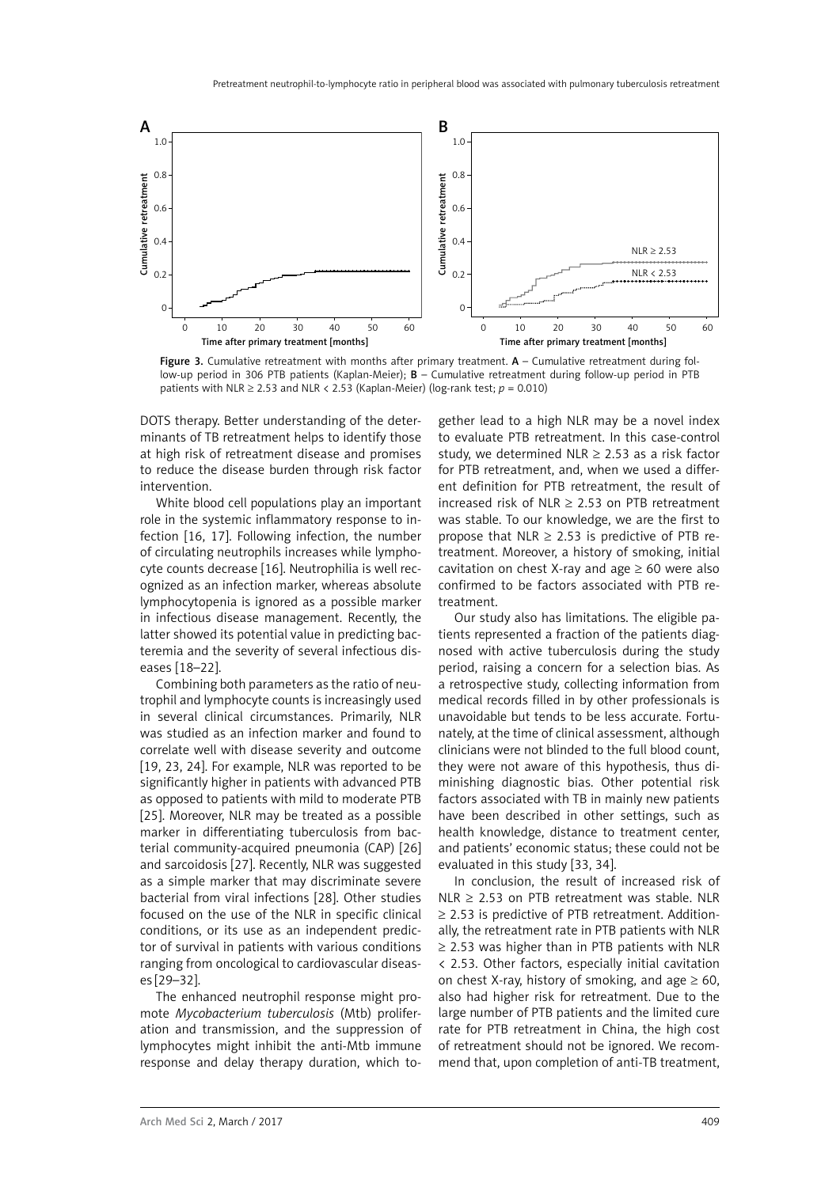Figure 3. Cumulative retreatment with months after primary treatment. **A** – Cumulative retreatment during follow-up period in 306 PTB patients (Kaplan-Meier); **B** – Cumulative retreatment during follow-up period in PTB patients with NLR ≥ 2.53 and NLR < 2.53 (Kaplan-Meier) (log-rank test; $p = 0.010$)

DOTS therapy. Better understanding of the determinants of TB retreatment helps to identify those at high risk of retreatment disease and promises to reduce the disease burden through risk factor intervention.

White blood cell populations play an important role in the systemic inflammatory response to infection [16, 17]. Following infection, the number of circulating neutrophils increases while lymphocyte counts decrease [16]. Neutrophilia is well recognized as an infection marker, whereas absolute lymphocytopenia is ignored as a possible marker in infectious disease management. Recently, the latter showed its potential value in predicting bacteremia and the severity of several infectious diseases [18–22].

Combining both parameters as the ratio of neutrophil and lymphocyte counts is increasingly used in several clinical circumstances. Primarily, NLR was studied as an infection marker and found to correlate well with disease severity and outcome [19, 23, 24]. For example, NLR was reported to be significantly higher in patients with advanced PTB as opposed to patients with mild to moderate PTB [25]. Moreover, NLR may be treated as a possible marker in differentiating tuberculosis from bacterial community-acquired pneumonia (CAP) [26] and sarcoidosis [27]. Recently, NLR was suggested as a simple marker that may discriminate severe bacterial from viral infections [28]. Other studies focused on the use of the NLR in specific clinical conditions, or its use as an independent predictor of survival in patients with various conditions ranging from oncological to cardiovascular diseases [29–32].

The enhanced neutrophil response might promote *Mycobacterium tuberculosis* (Mtb) proliferation and transmission, and the suppression of lymphocytes might inhibit the anti-Mtb immune response and delay therapy duration, which together lead to a high NLR may be a novel index to evaluate PTB retreatment. In this case-control study, we determined NLR ≥ 2.53 as a risk factor for PTB retreatment, and, when we used a different definition for PTB retreatment, the result of increased risk of NLR ≥ 2.53 on PTB retreatment was stable. To our knowledge, we are the first to propose that NLR ≥ 2.53 is predictive of PTB retreatment. Moreover, a history of smoking, initial cavitation on chest X-ray and age ≥ 60 were also confirmed to be factors associated with PTB retreatment.

Our study also has limitations. The eligible patients represented a fraction of the patients diagnosed with active tuberculosis during the study period, raising a concern for a selection bias. As a retrospective study, collecting information from medical records filled in by other professionals is unavoidable but tends to be less accurate. Fortunately, at the time of clinical assessment, although clinicians were not blinded to the full blood count, they were not aware of this hypothesis, thus diminishing diagnostic bias. Other potential risk factors associated with TB in mainly new patients have been described in other settings, such as health knowledge, distance to treatment center, and patients' economic status; these could not be evaluated in this study [33, 34].

In conclusion, the result of increased risk of NLR ≥ 2.53 on PTB retreatment was stable. NLR ≥ 2.53 is predictive of PTB retreatment. Additionally, the retreatment rate in PTB patients with NLR ≥ 2.53 was higher than in PTB patients with NLR < 2.53. Other factors, especially initial cavitation on chest X-ray, history of smoking, and age ≥ 60, also had higher risk for retreatment. Due to the large number of PTB patients and the limited cure rate for PTB retreatment in China, the high cost of retreatment should not be ignored. We recommend that, upon completion of anti-TB treatment,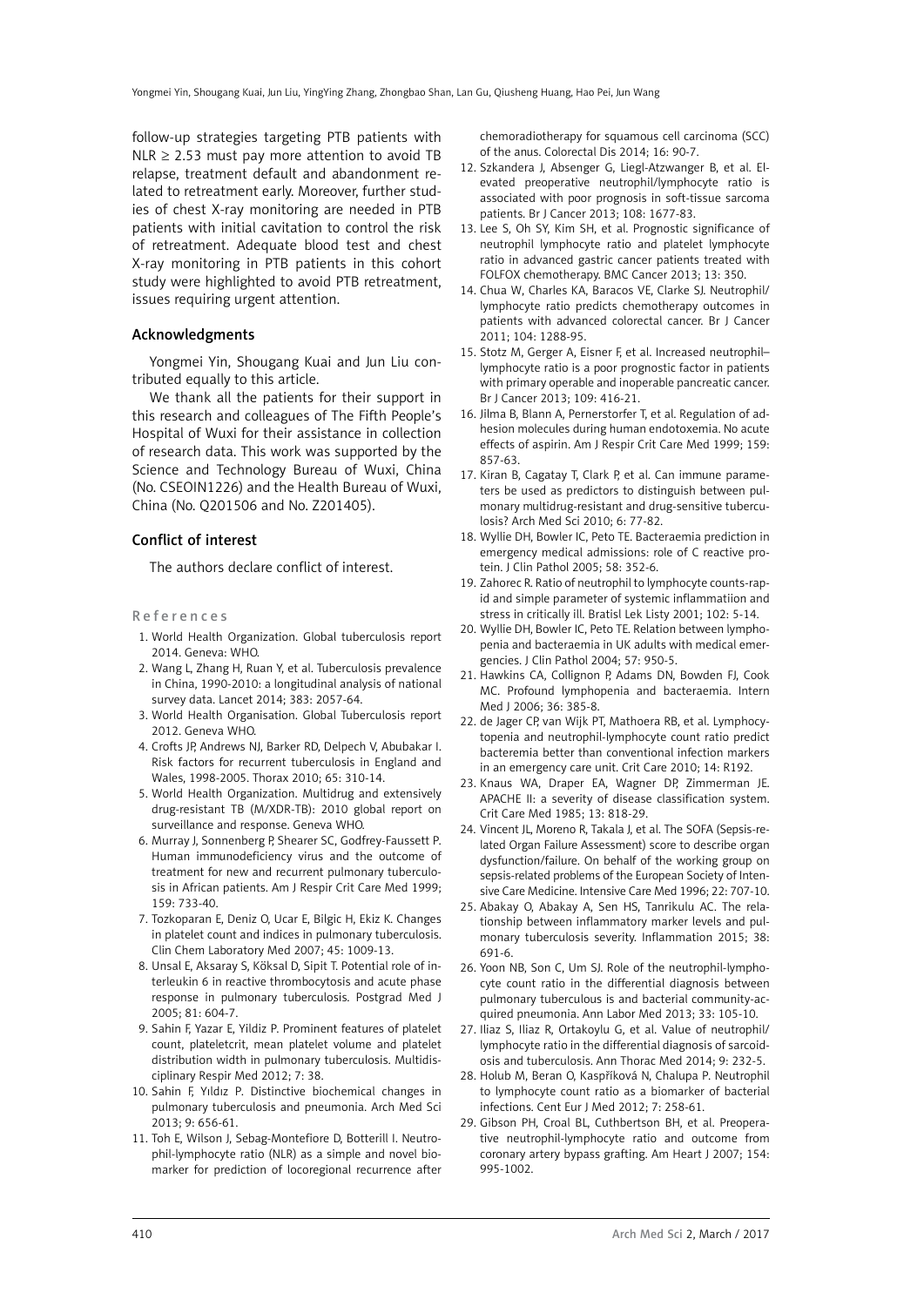follow-up strategies targeting PTB patients with NLR ≥ 2.53 must pay more attention to avoid TB relapse, treatment default and abandonment related to retreatment early. Moreover, further studies of chest X-ray monitoring are needed in PTB patients with initial cavitation to control the risk of retreatment. Adequate blood test and chest X-ray monitoring in PTB patients in this cohort study were highlighted to avoid PTB retreatment, issues requiring urgent attention.

## Acknowledgments

Yongmei Yin, Shougang Kuai and Jun Liu contributed equally to this article.

We thank all the patients for their support in this research and colleagues of The Fifth People's Hospital of Wuxi for their assistance in collection of research data. This work was supported by the Science and Technology Bureau of Wuxi, China (No. CSEOIN1226) and the Health Bureau of Wuxi, China (No. Q201506 and No. Z201405).

## Conflict of interest

The authors declare conflict of interest.

## References

1. World Health Organization. Global tuberculosis report 2014. Geneva: WHO.
2. Wang L, Zhang H, Ruan Y, et al. Tuberculosis prevalence in China, 1990-2010: a longitudinal analysis of national survey data. Lancet 2014; 383: 2057-64.
3. World Health Organisation. Global Tuberculosis report 2012. Geneva WHO.
4. Crofts JP, Andrews NJ, Barker RD, Delpech V, Abubakar I. Risk factors for recurrent tuberculosis in England and Wales, 1998-2005. Thorax 2010; 65: 310-14.
5. World Health Organization. Multidrug and extensively drug-resistant TB (M/XDR-TB): 2010 global report on surveillance and response. Geneva WHO.
6. Murray J, Sonnenberg P, Shearer SC, Godfrey-Faussett P. Human immunodeficiency virus and the outcome of treatment for new and recurrent pulmonary tuberculosis in African patients. Am J Respir Crit Care Med 1999; 159: 733-40.
7. Tozkoparan E, Deniz O, Ucar E, Bilgic H, Ekiz K. Changes in platelet count and indices in pulmonary tuberculosis. Clin Chem Laboratory Med 2007; 45: 1009-13.
8. Unsal E, Aksaray S, Köksal D, Sipit T. Potential role of interleukin 6 in reactive thrombocytosis and acute phase response in pulmonary tuberculosis. Postgrad Med J 2005; 81: 604-7.
9. Sahin F, Yazar E, Yildiz P. Prominent features of platelet count, plateletcrit, mean platelet volume and platelet distribution width in pulmonary tuberculosis. Multidisciplinary Respir Med 2012; 7: 38.
10. Sahin F, Yıldız P. Distinctive biochemical changes in pulmonary tuberculosis and pneumonia. Arch Med Sci 2013; 9: 656-61.
11. Toh E, Wilson J, Sebag-Montefiore D, Botterill I. Neutrophil-lymphocyte ratio (NLR) as a simple and novel biomarker for prediction of locoregional recurrence after chemoradiotherapy for squamous cell carcinoma (SCC) of the anus. Colorectal Dis 2014; 16: 90-7.
12. Szkandera J, Absenger G, Liegl-Atzwanger B, et al. Elevated preoperative neutrophil/lymphocyte ratio is associated with poor prognosis in soft-tissue sarcoma patients. Br J Cancer 2013; 108: 1677-83.
13. Lee S, Oh SY, Kim SH, et al. Prognostic significance of neutrophil lymphocyte ratio and platelet lymphocyte ratio in advanced gastric cancer patients treated with FOLFOX chemotherapy. BMC Cancer 2013; 13: 350.
14. Chua W, Charles KA, Baracos VE, Clarke SJ. Neutrophil/lymphocyte ratio predicts chemotherapy outcomes in patients with advanced colorectal cancer. Br J Cancer 2011; 104: 1288-95.
15. Stotz M, Gerger A, Eisner F, et al. Increased neutrophil–lymphocyte ratio is a poor prognostic factor in patients with primary operable and inoperable pancreatic cancer. Br J Cancer 2013; 109: 416-21.
16. Jilma B, Blann A, Pernerstorfer T, et al. Regulation of adhesion molecules during human endotoxemia. No acute effects of aspirin. Am J Respir Crit Care Med 1999; 159: 857-63.
17. Kiran B, Cagatay T, Clark P, et al. Can immune parameters be used as predictors to distinguish between pulmonary multidrug-resistant and drug-sensitive tuberculosis? Arch Med Sci 2010; 6: 77-82.
18. Wyllie DH, Bowler IC, Peto TE. Bacteraemia prediction in emergency medical admissions: role of C reactive protein. J Clin Pathol 2005; 58: 352-6.
19. Zahorec R. Ratio of neutrophil to lymphocyte counts-rapid and simple parameter of systemic inflammatiion and stress in critically ill. Bratisl Lek Listy 2001; 102: 5-14.
20. Wyllie DH, Bowler IC, Peto TE. Relation between lymphopenia and bacteraemia in UK adults with medical emergencies. J Clin Pathol 2004; 57: 950-5.
21. Hawkins CA, Collignon P, Adams DN, Bowden FJ, Cook MC. Profound lymphopenia and bacteraemia. Intern Med J 2006; 36: 385-8.
22. de Jager CP, van Wijk PT, Mathoera RB, et al. Lymphocytopenia and neutrophil-lymphocyte count ratio predict bacteremia better than conventional infection markers in an emergency care unit. Crit Care 2010; 14: R192.
23. Knaus WA, Draper EA, Wagner DP, Zimmerman JE. APACHE II: a severity of disease classification system. Crit Care Med 1985; 13: 818-29.
24. Vincent JL, Moreno R, Takala J, et al. The SOFA (Sepsis-related Organ Failure Assessment) score to describe organ dysfunction/failure. On behalf of the working group on sepsis-related problems of the European Society of Intensive Care Medicine. Intensive Care Med 1996; 22: 707-10.
25. Abakay O, Abakay A, Sen HS, Tanrikulu AC. The relationship between inflammatory marker levels and pulmonary tuberculosis severity. Inflammation 2015; 38: 691-6.
26. Yoon NB, Son C, Um SJ. Role of the neutrophil-lymphocyte count ratio in the differential diagnosis between pulmonary tuberculous is and bacterial community-acquired pneumonia. Ann Labor Med 2013; 33: 105-10.
27. Iliaz S, Iliaz R, Ortakoylu G, et al. Value of neutrophil/lymphocyte ratio in the differential diagnosis of sarcoidosis and tuberculosis. Ann Thorac Med 2014; 9: 232-5.
28. Holub M, Beran O, Kaspříková N, Chalupa P. Neutrophil to lymphocyte count ratio as a biomarker of bacterial infections. Cent Eur J Med 2012; 7: 258-61.
29. Gibson PH, Croal BL, Cuthbertson BH, et al. Preoperative neutrophil-lymphocyte ratio and outcome from coronary artery bypass grafting. Am Heart J 2007; 154: 995-1002.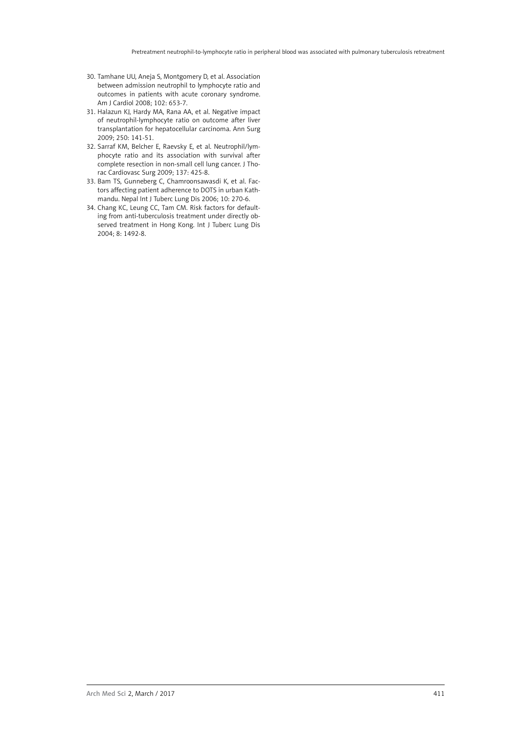30. Tamhane UU, Aneja S, Montgomery D, et al. Association between admission neutrophil to lymphocyte ratio and outcomes in patients with acute coronary syndrome. Am J Cardiol 2008; 102: 653-7.
31. Halazun KJ, Hardy MA, Rana AA, et al. Negative impact of neutrophil-lymphocyte ratio on outcome after liver transplantation for hepatocellular carcinoma. Ann Surg 2009; 250: 141-51.
32. Sarraf KM, Belcher E, Raevsky E, et al. Neutrophil/lymphocyte ratio and its association with survival after complete resection in non-small cell lung cancer. J Thorac Cardiovasc Surg 2009; 137: 425-8.
33. Bam TS, Gunneberg C, Chamroonsawasdi K, et al. Factors affecting patient adherence to DOTS in urban Kathmandu. Nepal Int J Tuberc Lung Dis 2006; 10: 270-6.
34. Chang KC, Leung CC, Tam CM. Risk factors for defaulting from anti-tuberculosis treatment under directly observed treatment in Hong Kong. Int J Tuberc Lung Dis 2004; 8: 1492-8.